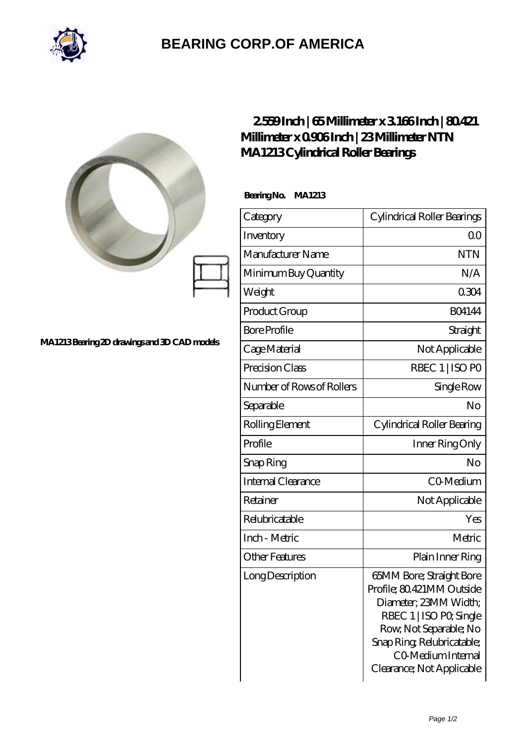# BEARING CORP.OF AMERICA

MA1213 Bearing 2D drawings and 3D CAD models

## 2.559 Inch | 65 Millimeter x 3.166 Inch | 80.421 Millimeter x 0.906 Inch | 23 Millimeter NTN MA1213 Cylindrical Roller Bearings

**Bearing No. MA1213**

| Category | Cylindrical Roller Bearings |
|---|---|
| Inventory | 0.0 |
| Manufacturer Name | NTN |
| Minimum Buy Quantity | N/A |
| Weight | 0.304 |
| Product Group | B04144 |
| Bore Profile | Straight |
| Cage Material | Not Applicable |
| Precision Class | RBEC 1 \| ISO P0 |
| Number of Rows of Rollers | Single Row |
| Separable | No |
| Rolling Element | Cylindrical Roller Bearing |
| Profile | Inner Ring Only |
| Snap Ring | No |
| Internal Clearance | C0-Medium |
| Retainer | Not Applicable |
| Relubricatable | Yes |
| Inch - Metric | Metric |
| Other Features | Plain Inner Ring |
| Long Description | 65MM Bore; Straight Bore Profile; 80.421MM Outside Diameter; 23MM Width; RBEC 1 \| ISO P0; Single Row; Not Separable; No Snap Ring; Relubricatable; C0-Medium Internal Clearance; Not Applicable |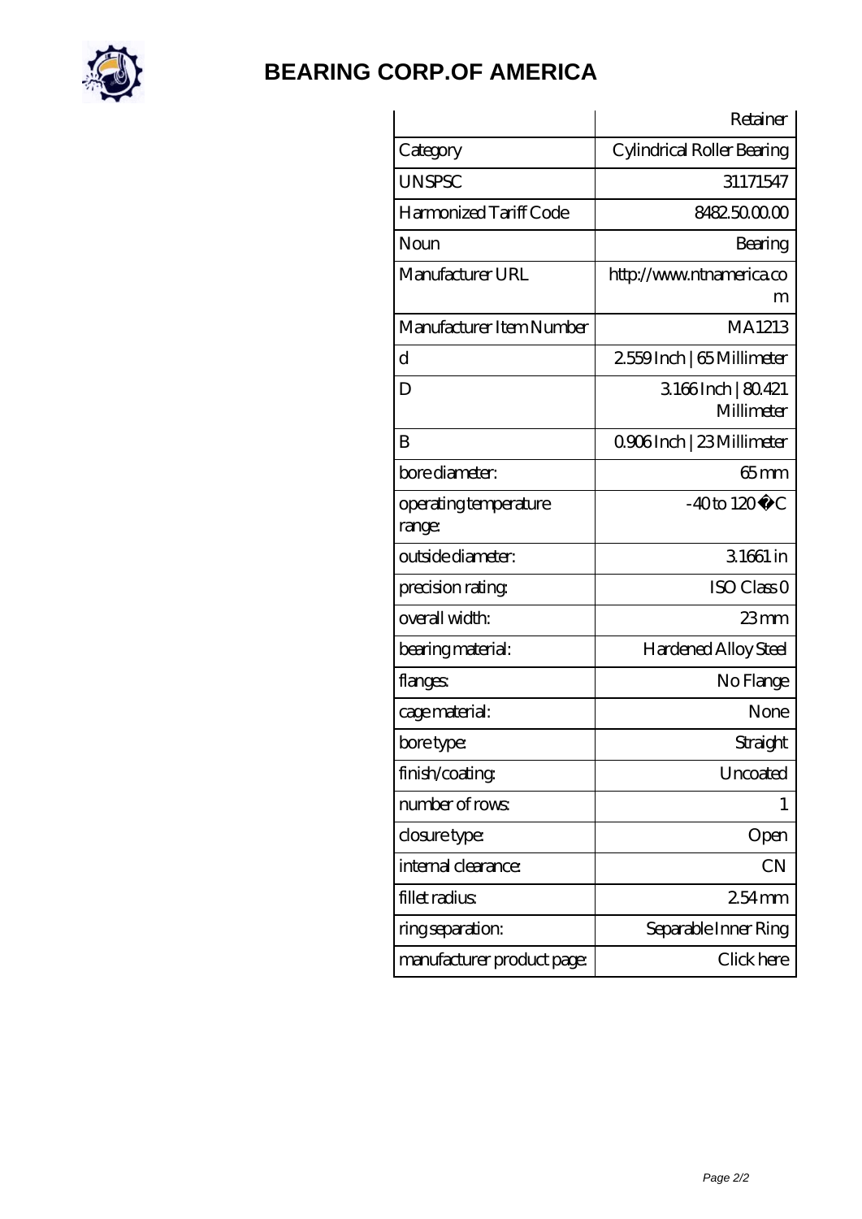# BEARING CORP.OF AMERICA

| | |
|---|---|
| | Retainer |
| Category | Cylindrical Roller Bearing |
| UNSPSC | 31171547 |
| Harmonized Tariff Code | 8482.50.00.00 |
| Noun | Bearing |
| Manufacturer URL | http://www.ntnamerica.com |
| Manufacturer Item Number | MA1213 |
| d | 2.559 Inch \| 65 Millimeter |
| D | 3.166 Inch \| 80.421 Millimeter |
| B | 0.906 Inch \| 23 Millimeter |
| bore diameter: | 65 mm |
| operating temperature range: | -40 to 120 �C |
| outside diameter: | 3.1661 in |
| precision rating: | ISO Class 0 |
| overall width: | 23 mm |
| bearing material: | Hardened Alloy Steel |
| flanges: | No Flange |
| cage material: | None |
| bore type: | Straight |
| finish/coating: | Uncoated |
| number of rows: | 1 |
| closure type: | Open |
| internal clearance: | CN |
| fillet radius: | 2.54 mm |
| ring separation: | Separable Inner Ring |
| manufacturer product page: | Click here |